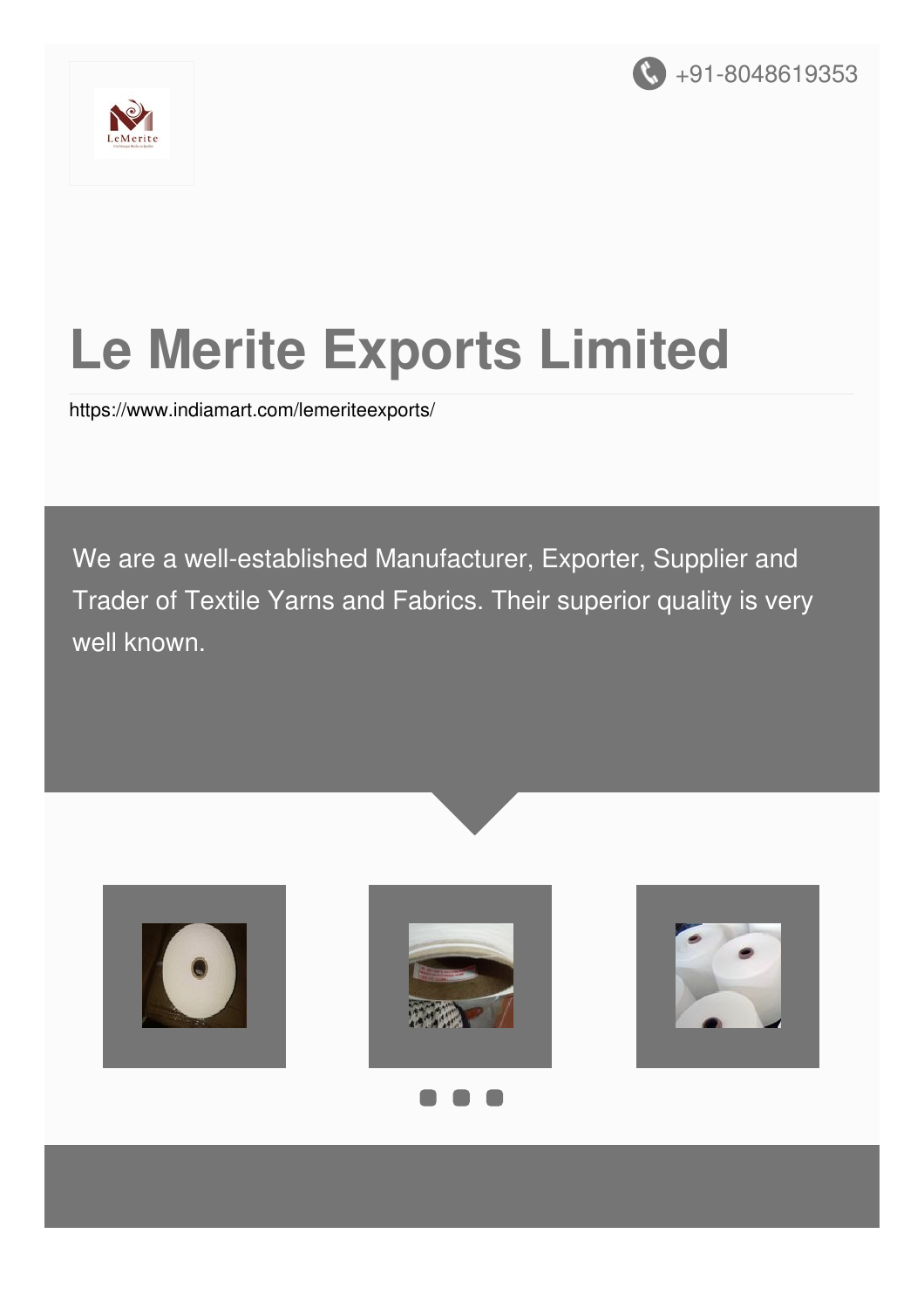+91-8048619353

# Le Merite Exports Limited

https://www.indiamart.com/lemeriteexports/

We are a well-established Manufacturer, Exporter, Supplier and Trader of Textile Yarns and Fabrics. Their superior quality is very well known.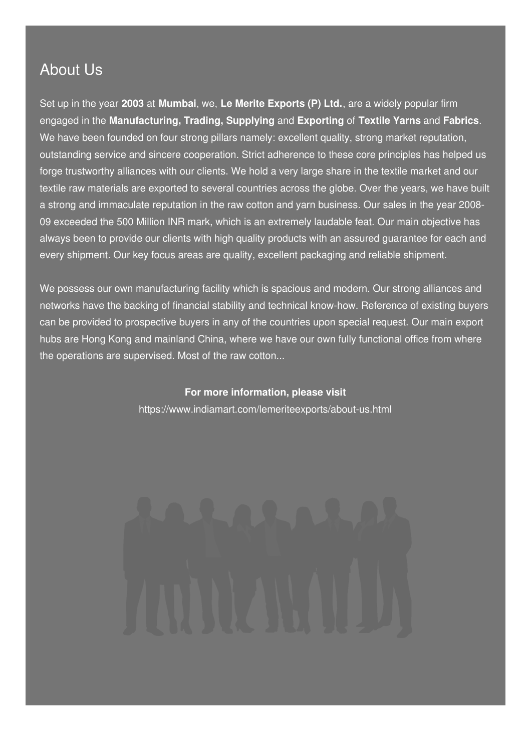## About Us

Set up in the year **2003** at **Mumbai**, we, **Le Merite Exports (P) Ltd.**, are a widely popular firm engaged in the **Manufacturing, Trading, Supplying** and **Exporting** of **Textile Yarns** and **Fabrics**. We have been founded on four strong pillars namely: excellent quality, strong market reputation, outstanding service and sincere cooperation. Strict adherence to these core principles has helped us forge trustworthy alliances with our clients. We hold a very large share in the textile market and our textile raw materials are exported to several countries across the globe. Over the years, we have built a strong and immaculate reputation in the raw cotton and yarn business. Our sales in the year 2008-09 exceeded the 500 Million INR mark, which is an extremely laudable feat. Our main objective has always been to provide our clients with high quality products with an assured guarantee for each and every shipment. Our key focus areas are quality, excellent packaging and reliable shipment.

We possess our own manufacturing facility which is spacious and modern. Our strong alliances and networks have the backing of financial stability and technical know-how. Reference of existing buyers can be provided to prospective buyers in any of the countries upon special request. Our main export hubs are Hong Kong and mainland China, where we have our own fully functional office from where the operations are supervised. Most of the raw cotton...

**For more information, please visit**

https://www.indiamart.com/lemeriteexports/about-us.html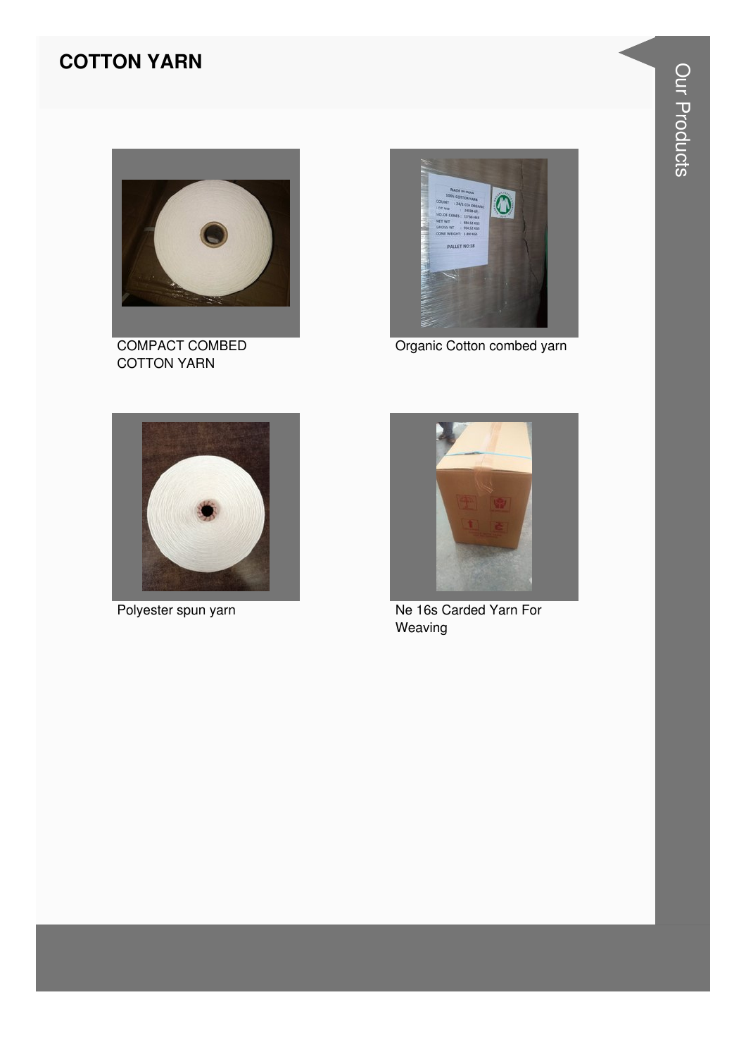# COTTON YARN

COMPACT COMBED COTTON YARN

Organic Cotton combed yarn

Polyester spun yarn

Ne 16s Carded Yarn For Weaving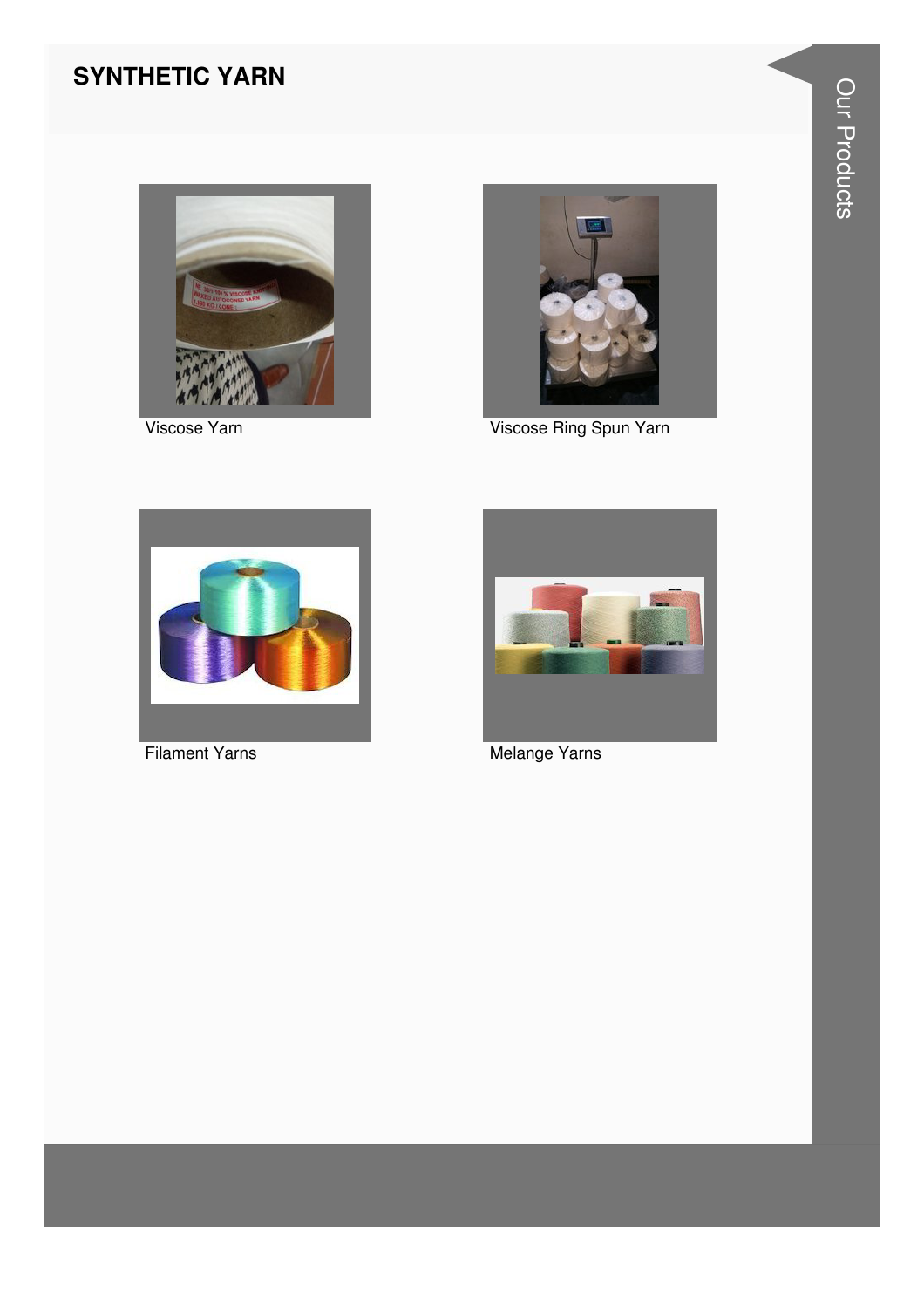## SYNTHETIC YARN

Viscose Yarn

Viscose Ring Spun Yarn

Filament Yarns

Melange Yarns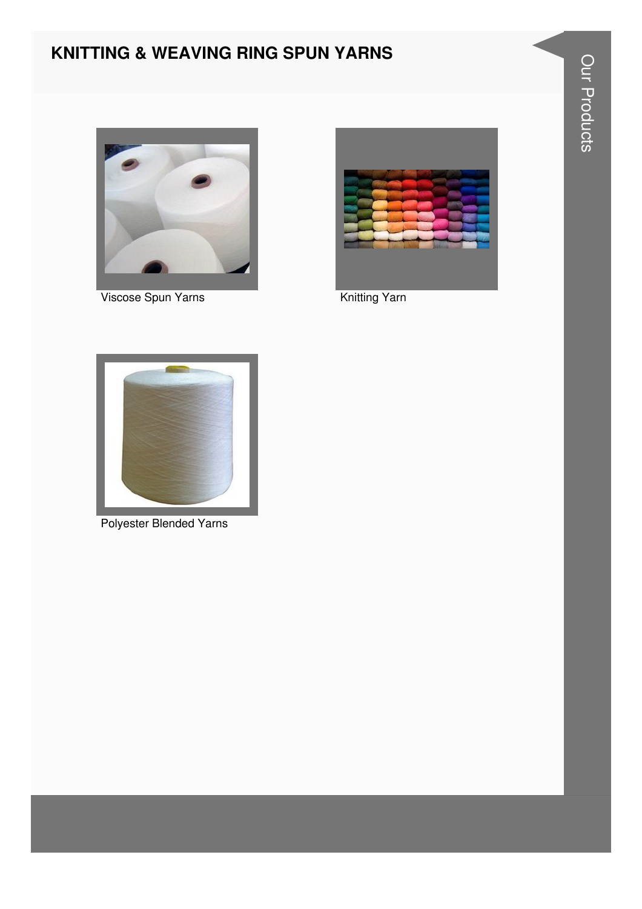# KNITTING & WEAVING RING SPUN YARNS

Viscose Spun Yarns

Knitting Yarn

Polyester Blended Yarns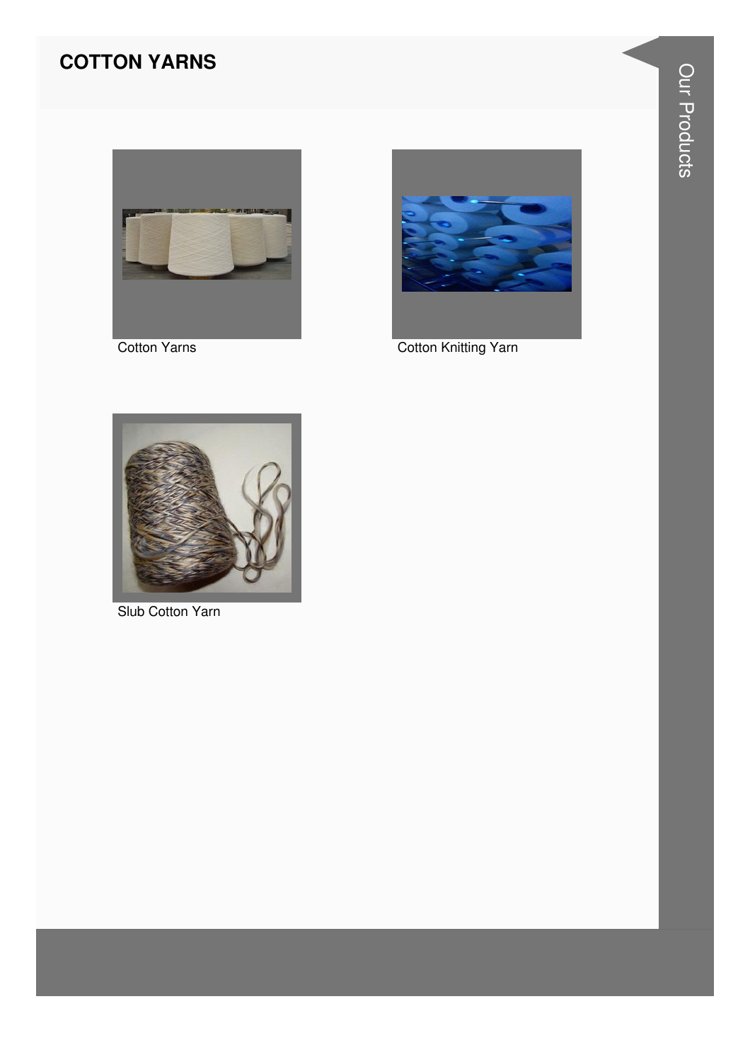# COTTON YARNS

Cotton Yarns

Cotton Knitting Yarn

Slub Cotton Yarn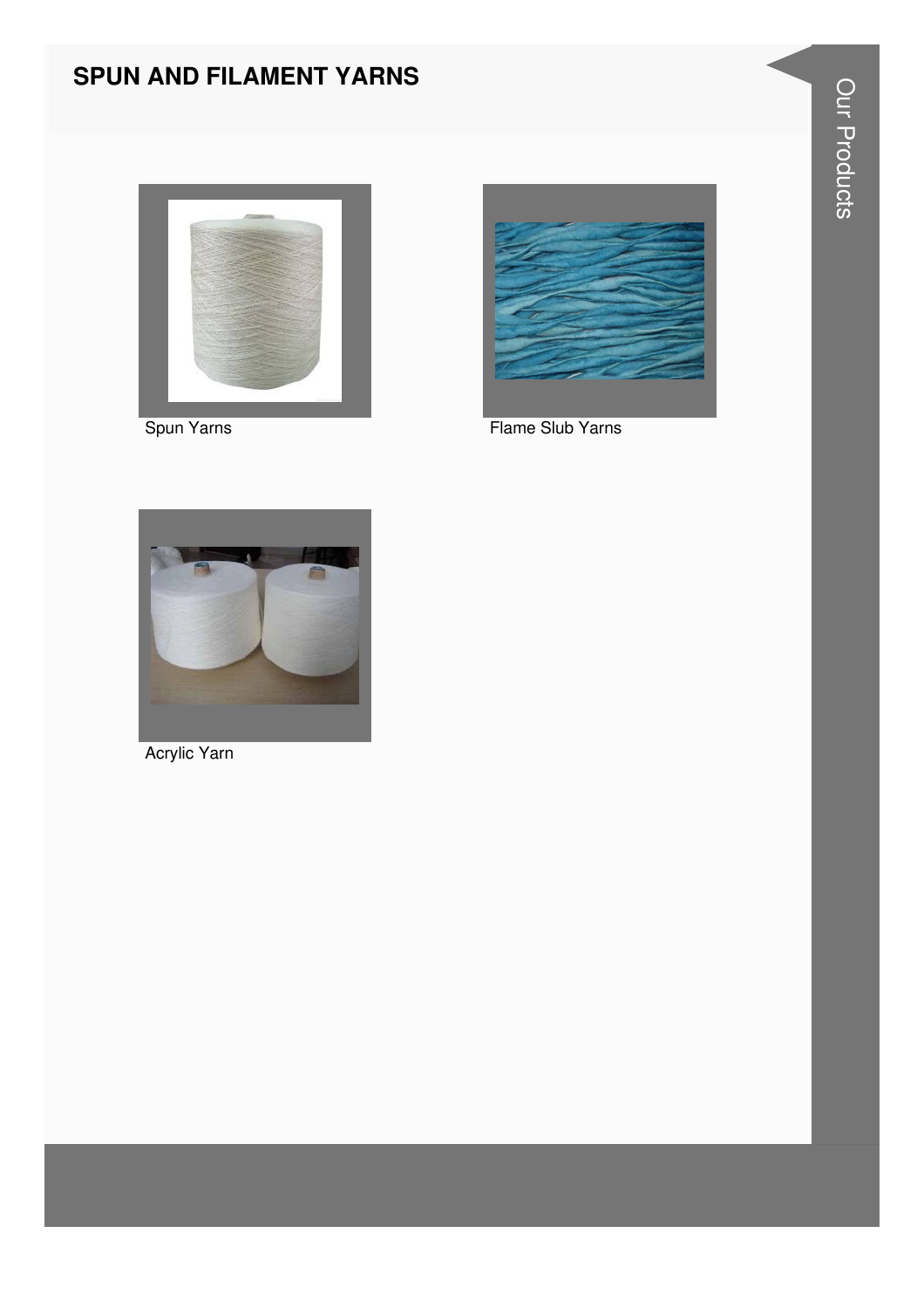## SPUN AND FILAMENT YARNS

Spun Yarns

Flame Slub Yarns

Acrylic Yarn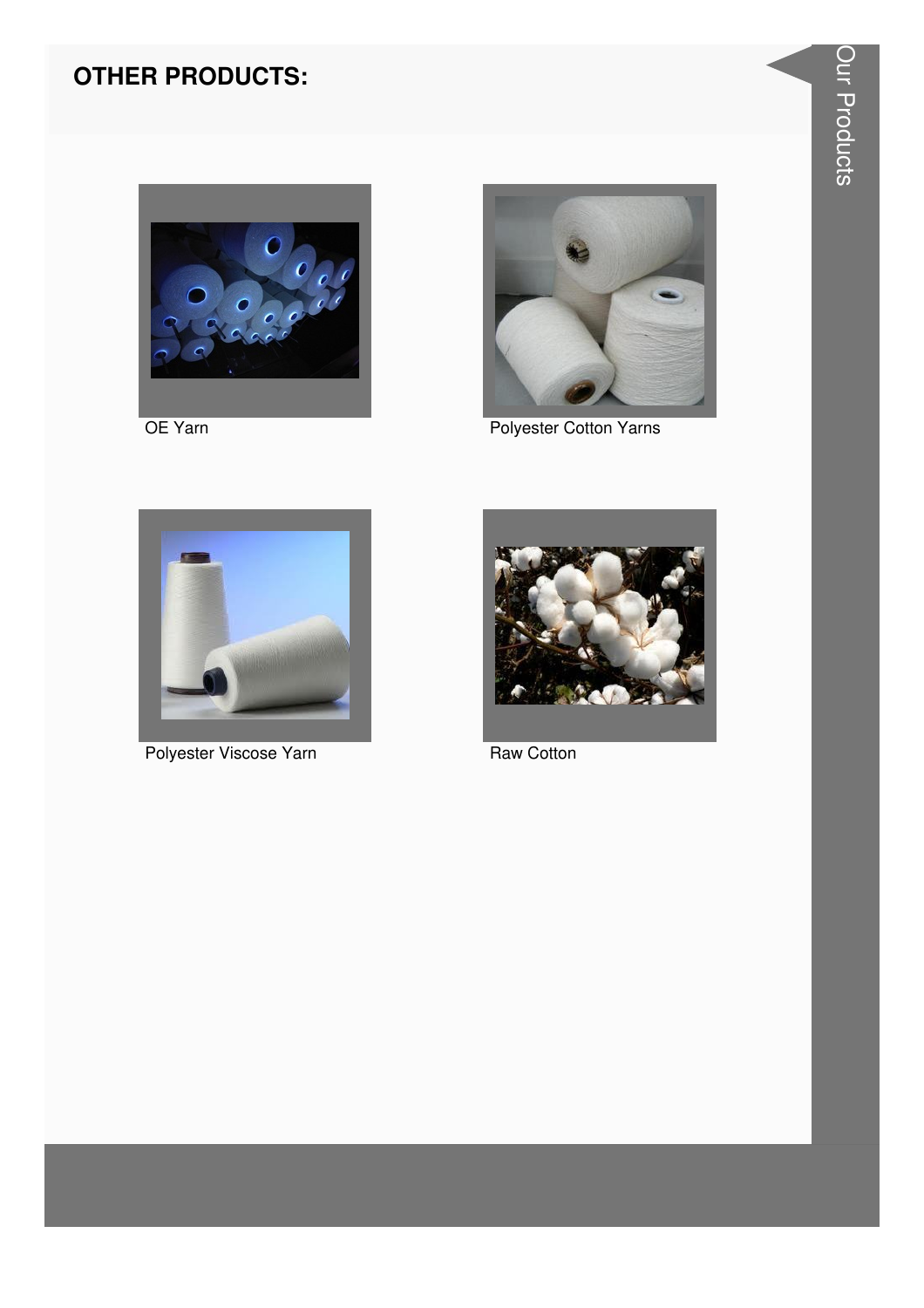## OTHER PRODUCTS:

OE Yarn

Polyester Cotton Yarns

Polyester Viscose Yarn

Raw Cotton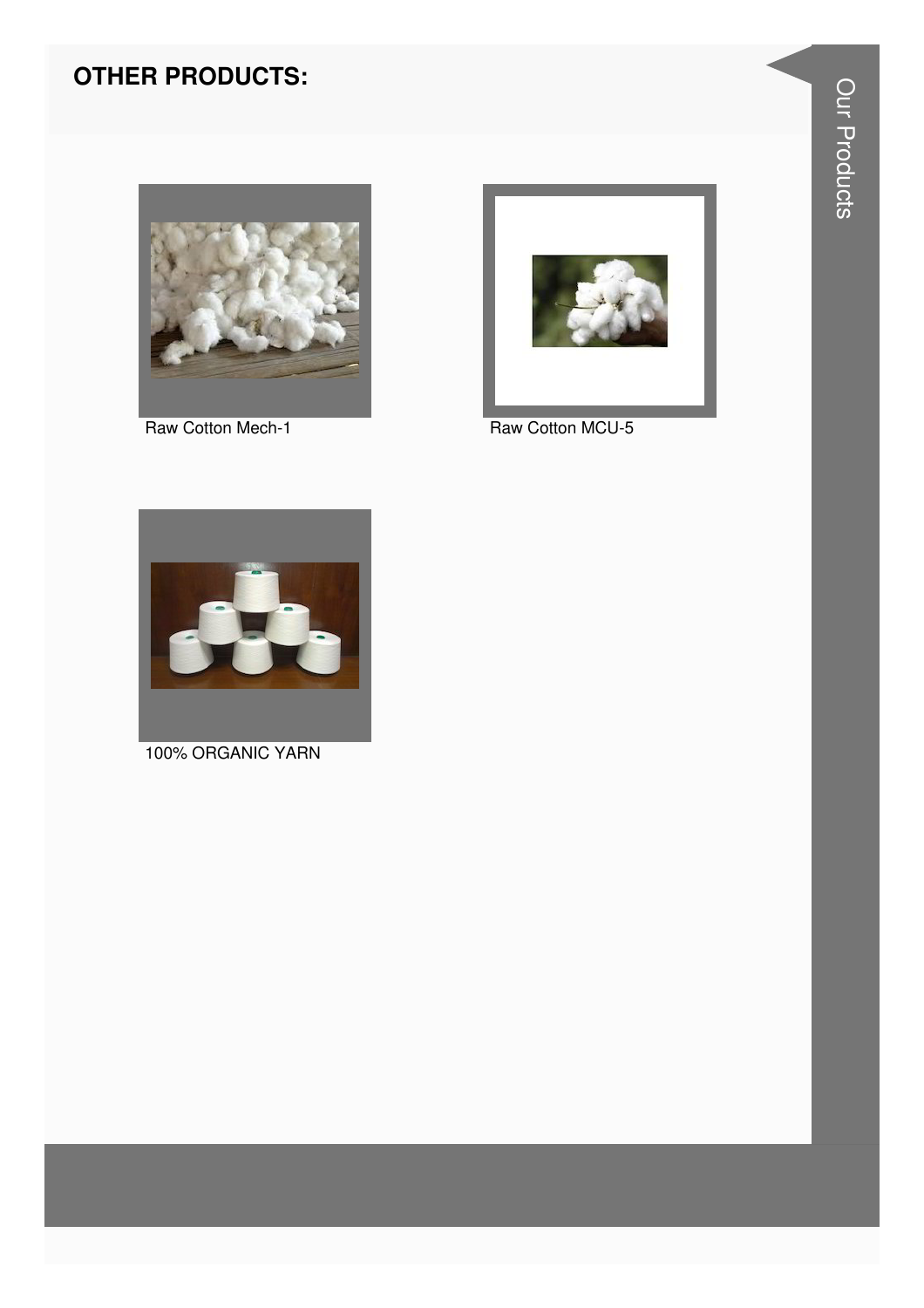## OTHER PRODUCTS:

Raw Cotton Mech-1

Raw Cotton MCU-5

100% ORGANIC YARN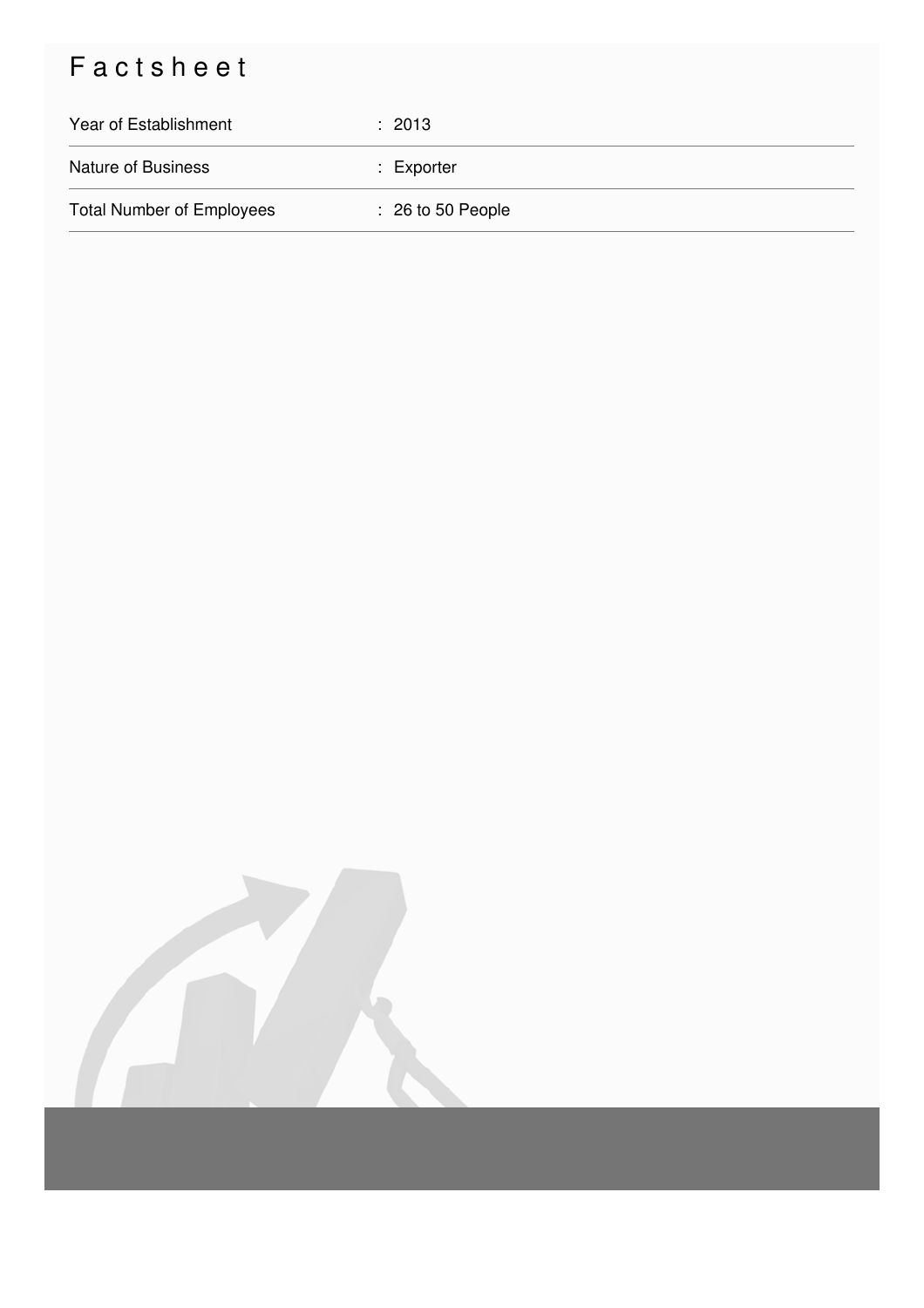# Factsheet

| | |
|---|---|
| Year of Establishment | : 2013 |
| Nature of Business | : Exporter |
| Total Number of Employees | : 26 to 50 People |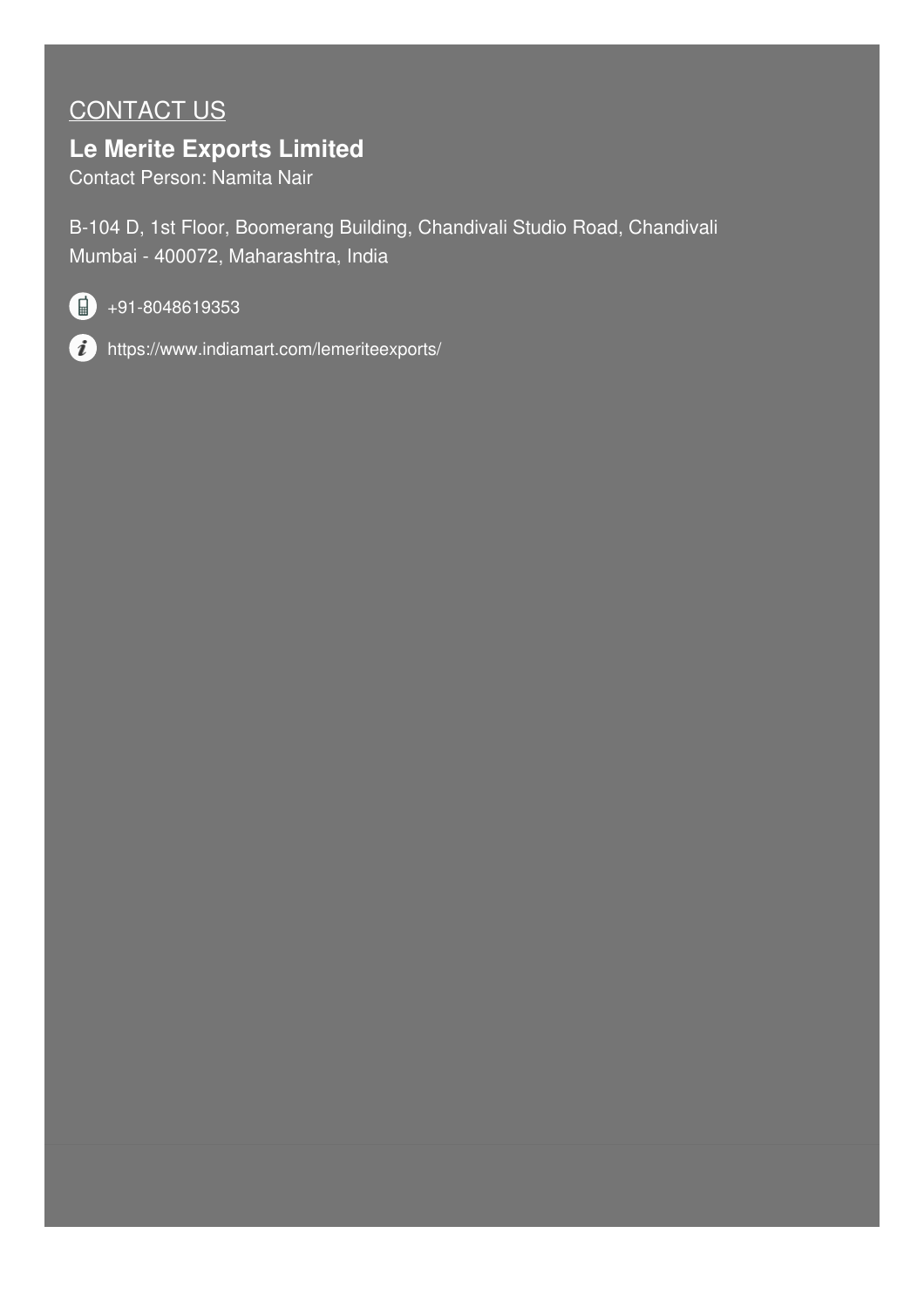## CONTACT US

### Le Merite Exports Limited

Contact Person: Namita Nair

B-104 D, 1st Floor, Boomerang Building, Chandivali Studio Road, Chandivali
Mumbai - 400072, Maharashtra, India

+91-8048619353

https://www.indiamart.com/lemeriteexports/